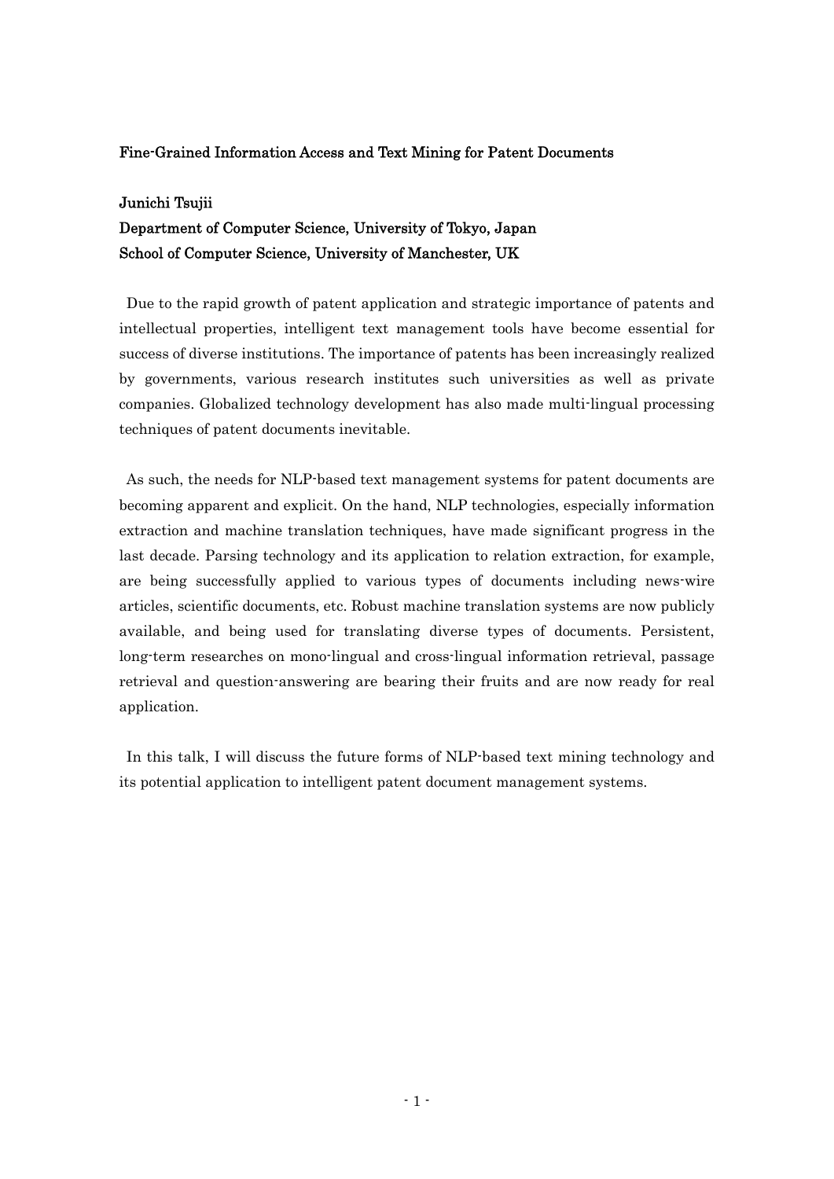# Fine-Grained Information Access and Text Mining for Patent Documents

**Junichi Tsujii**

**Department of Computer Science, University of Tokyo, Japan**

**School of Computer Science, University of Manchester, UK**

Due to the rapid growth of patent application and strategic importance of patents and intellectual properties, intelligent text management tools have become essential for success of diverse institutions. The importance of patents has been increasingly realized by governments, various research institutes such universities as well as private companies. Globalized technology development has also made multi-lingual processing techniques of patent documents inevitable.

As such, the needs for NLP-based text management systems for patent documents are becoming apparent and explicit. On the hand, NLP technologies, especially information extraction and machine translation techniques, have made significant progress in the last decade. Parsing technology and its application to relation extraction, for example, are being successfully applied to various types of documents including news-wire articles, scientific documents, etc. Robust machine translation systems are now publicly available, and being used for translating diverse types of documents. Persistent, long-term researches on mono-lingual and cross-lingual information retrieval, passage retrieval and question-answering are bearing their fruits and are now ready for real application.

In this talk, I will discuss the future forms of NLP-based text mining technology and its potential application to intelligent patent document management systems.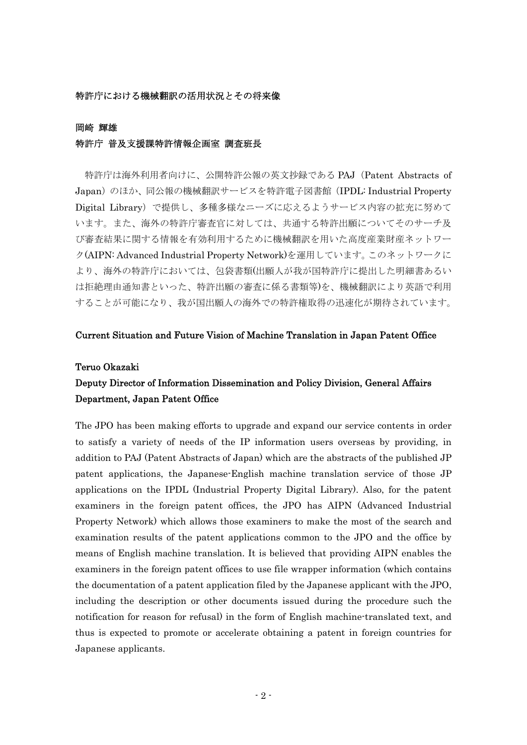## 特許庁における機械翻訳の活用状況とその将来像

**岡崎 輝雄**
**特許庁 普及支援課特許情報企画室 調査班長**

特許庁は海外利用者向けに、公開特許公報の英文抄録である PAJ（Patent Abstracts of Japan）のほか、同公報の機械翻訳サービスを特許電子図書館（IPDL: Industrial Property Digital Library）で提供し、多種多様なニーズに応えるようサービス内容の拡充に努めています。また、海外の特許庁審査官に対しては、共通する特許出願についてそのサーチ及び審査結果に関する情報を有効利用するために機械翻訳を用いた高度産業財産ネットワーク(AIPN: Advanced Industrial Property Network)を運用しています。このネットワークにより、海外の特許庁においては、包袋書類(出願人が我が国特許庁に提出した明細書あるいは拒絶理由通知書といった、特許出願の審査に係る書類等)を、機械翻訳により英語で利用することが可能になり、我が国出願人の海外での特許権取得の迅速化が期待されています。

## Current Situation and Future Vision of Machine Translation in Japan Patent Office

**Teruo Okazaki**
**Deputy Director of Information Dissemination and Policy Division, General Affairs Department, Japan Patent Office**

The JPO has been making efforts to upgrade and expand our service contents in order to satisfy a variety of needs of the IP information users overseas by providing, in addition to PAJ (Patent Abstracts of Japan) which are the abstracts of the published JP patent applications, the Japanese-English machine translation service of those JP applications on the IPDL (Industrial Property Digital Library). Also, for the patent examiners in the foreign patent offices, the JPO has AIPN (Advanced Industrial Property Network) which allows those examiners to make the most of the search and examination results of the patent applications common to the JPO and the office by means of English machine translation. It is believed that providing AIPN enables the examiners in the foreign patent offices to use file wrapper information (which contains the documentation of a patent application filed by the Japanese applicant with the JPO, including the description or other documents issued during the procedure such the notification for reason for refusal) in the form of English machine-translated text, and thus is expected to promote or accelerate obtaining a patent in foreign countries for Japanese applicants.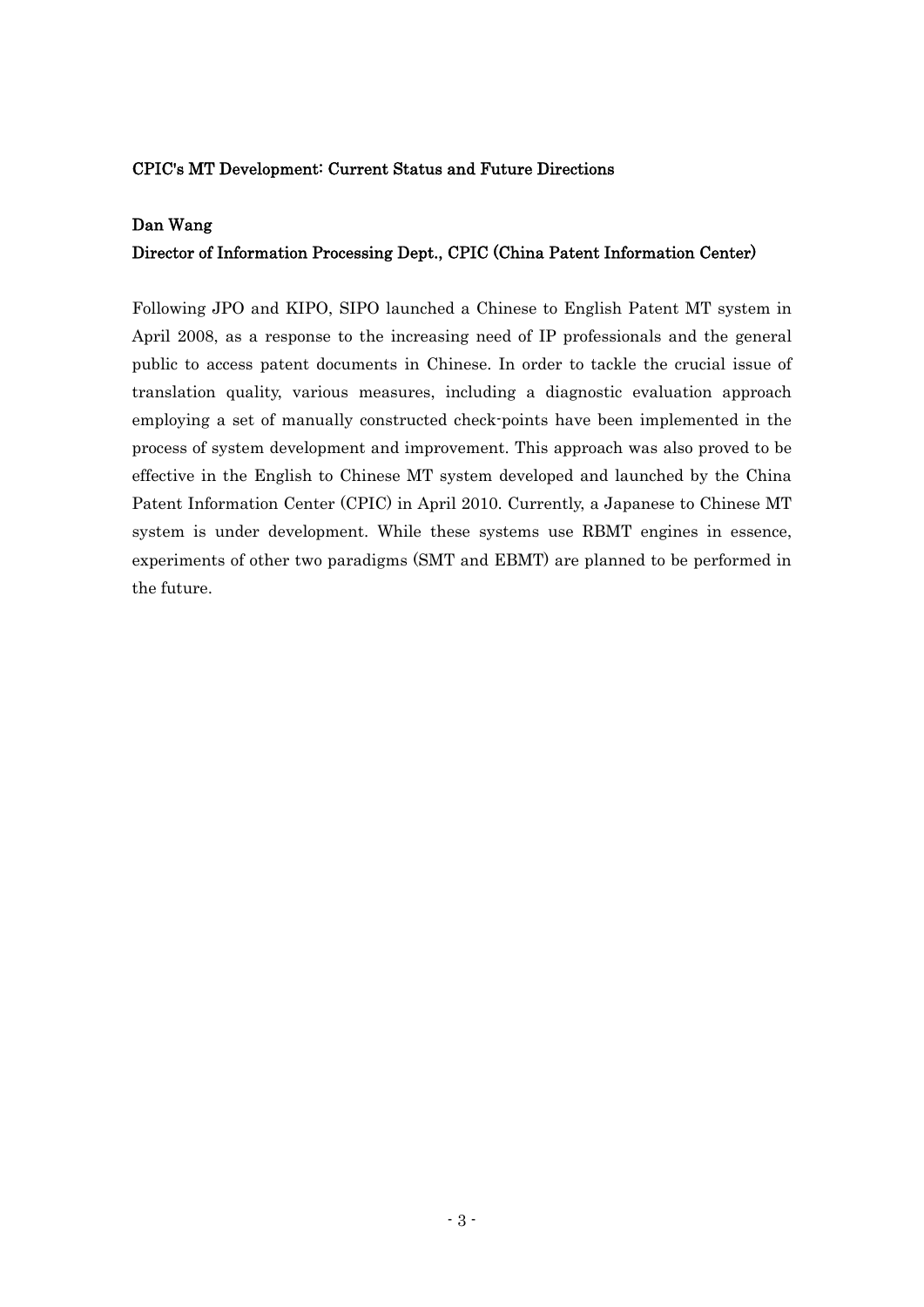## CPIC's MT Development: Current Status and Future Directions

**Dan Wang**
**Director of Information Processing Dept., CPIC (China Patent Information Center)**

Following JPO and KIPO, SIPO launched a Chinese to English Patent MT system in April 2008, as a response to the increasing need of IP professionals and the general public to access patent documents in Chinese. In order to tackle the crucial issue of translation quality, various measures, including a diagnostic evaluation approach employing a set of manually constructed check-points have been implemented in the process of system development and improvement. This approach was also proved to be effective in the English to Chinese MT system developed and launched by the China Patent Information Center (CPIC) in April 2010. Currently, a Japanese to Chinese MT system is under development. While these systems use RBMT engines in essence, experiments of other two paradigms (SMT and EBMT) are planned to be performed in the future.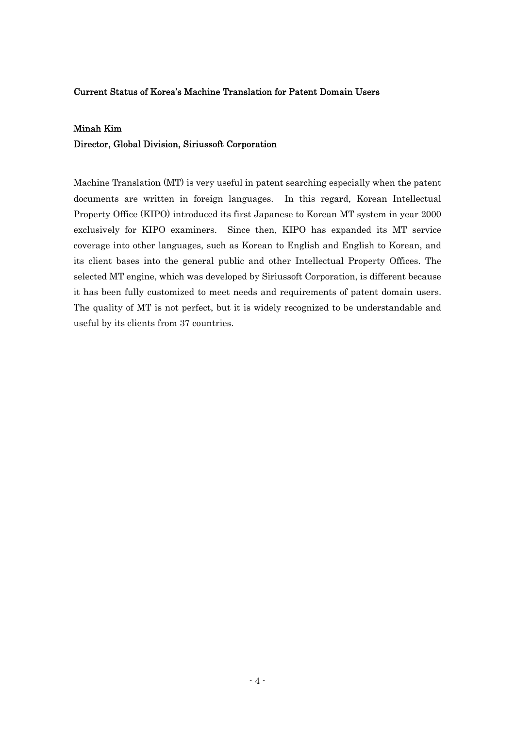**Current Status of Korea's Machine Translation for Patent Domain Users**

**Minah Kim**

**Director, Global Division, Siriussoft Corporation**

Machine Translation (MT) is very useful in patent searching especially when the patent documents are written in foreign languages. In this regard, Korean Intellectual Property Office (KIPO) introduced its first Japanese to Korean MT system in year 2000 exclusively for KIPO examiners. Since then, KIPO has expanded its MT service coverage into other languages, such as Korean to English and English to Korean, and its client bases into the general public and other Intellectual Property Offices. The selected MT engine, which was developed by Siriussoft Corporation, is different because it has been fully customized to meet needs and requirements of patent domain users. The quality of MT is not perfect, but it is widely recognized to be understandable and useful by its clients from 37 countries.